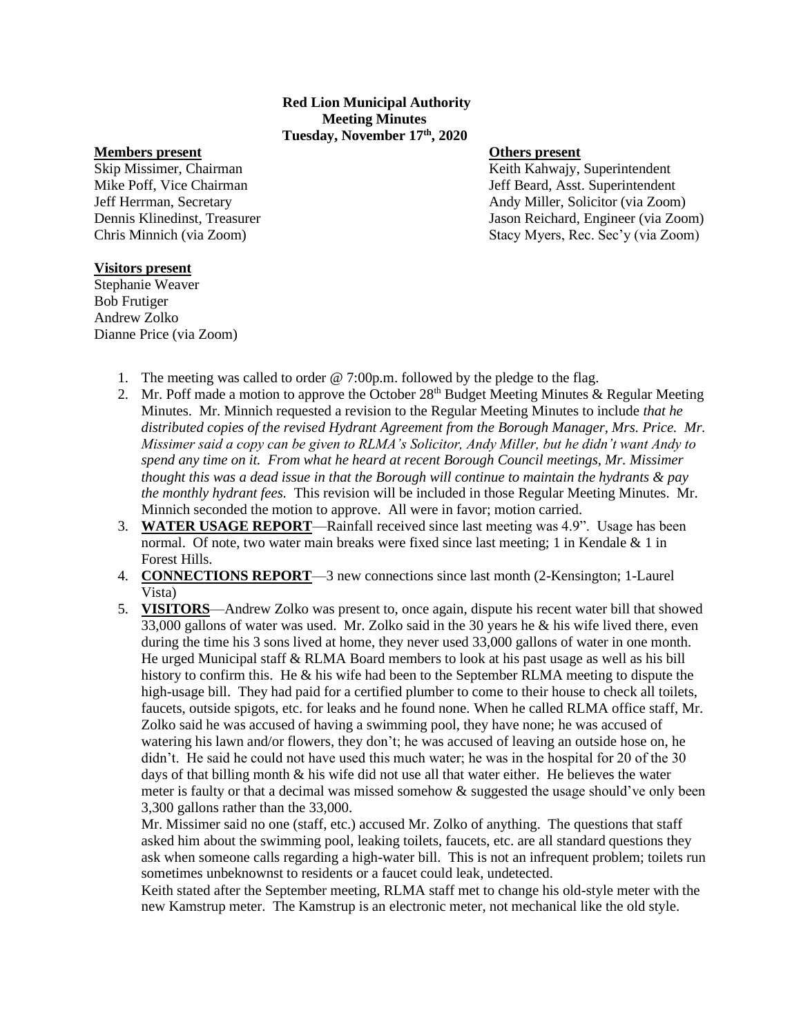**Red Lion Municipal Authority**
**Meeting Minutes**
**Tuesday, November 17th, 2020**

**Members present**

Skip Missimer, Chairman
Mike Poff, Vice Chairman
Jeff Herrman, Secretary
Dennis Klinedinst, Treasurer
Chris Minnich (via Zoom)

**Others present**

Keith Kahwajy, Superintendent
Jeff Beard, Asst. Superintendent
Andy Miller, Solicitor (via Zoom)
Jason Reichard, Engineer (via Zoom)
Stacy Myers, Rec. Sec'y (via Zoom)

**Visitors present**

Stephanie Weaver
Bob Frutiger
Andrew Zolko
Dianne Price (via Zoom)

1. The meeting was called to order @ 7:00p.m. followed by the pledge to the flag.
2. Mr. Poff made a motion to approve the October 28th Budget Meeting Minutes & Regular Meeting Minutes. Mr. Minnich requested a revision to the Regular Meeting Minutes to include *that he distributed copies of the revised Hydrant Agreement from the Borough Manager, Mrs. Price. Mr. Missimer said a copy can be given to RLMA's Solicitor, Andy Miller, but he didn't want Andy to spend any time on it. From what he heard at recent Borough Council meetings, Mr. Missimer thought this was a dead issue in that the Borough will continue to maintain the hydrants & pay the monthly hydrant fees.* This revision will be included in those Regular Meeting Minutes. Mr. Minnich seconded the motion to approve. All were in favor; motion carried.
3. **WATER USAGE REPORT**—Rainfall received since last meeting was 4.9". Usage has been normal. Of note, two water main breaks were fixed since last meeting; 1 in Kendale & 1 in Forest Hills.
4. **CONNECTIONS REPORT**—3 new connections since last month (2-Kensington; 1-Laurel Vista)
5. **VISITORS**—Andrew Zolko was present to, once again, dispute his recent water bill that showed 33,000 gallons of water was used. Mr. Zolko said in the 30 years he & his wife lived there, even during the time his 3 sons lived at home, they never used 33,000 gallons of water in one month. He urged Municipal staff & RLMA Board members to look at his past usage as well as his bill history to confirm this. He & his wife had been to the September RLMA meeting to dispute the high-usage bill. They had paid for a certified plumber to come to their house to check all toilets, faucets, outside spigots, etc. for leaks and he found none. When he called RLMA office staff, Mr. Zolko said he was accused of having a swimming pool, they have none; he was accused of watering his lawn and/or flowers, they don't; he was accused of leaving an outside hose on, he didn't. He said he could not have used this much water; he was in the hospital for 20 of the 30 days of that billing month & his wife did not use all that water either. He believes the water meter is faulty or that a decimal was missed somehow & suggested the usage should've only been 3,300 gallons rather than the 33,000.

   Mr. Missimer said no one (staff, etc.) accused Mr. Zolko of anything. The questions that staff asked him about the swimming pool, leaking toilets, faucets, etc. are all standard questions they ask when someone calls regarding a high-water bill. This is not an infrequent problem; toilets run sometimes unbeknownst to residents or a faucet could leak, undetected.

   Keith stated after the September meeting, RLMA staff met to change his old-style meter with the new Kamstrup meter. The Kamstrup is an electronic meter, not mechanical like the old style.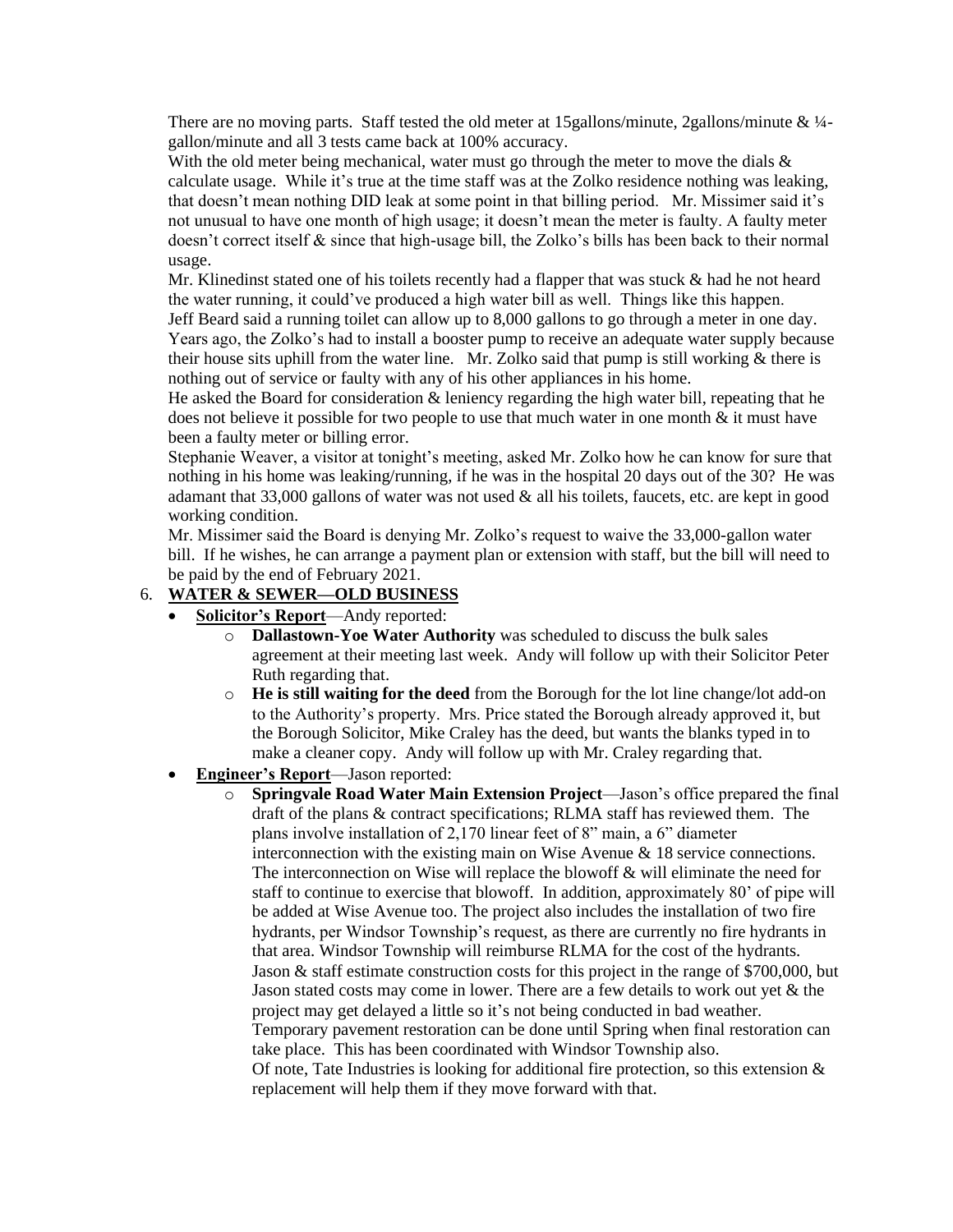There are no moving parts. Staff tested the old meter at 15gallons/minute, 2gallons/minute & ¼-gallon/minute and all 3 tests came back at 100% accuracy.

With the old meter being mechanical, water must go through the meter to move the dials & calculate usage. While it's true at the time staff was at the Zolko residence nothing was leaking, that doesn't mean nothing DID leak at some point in that billing period. Mr. Missimer said it's not unusual to have one month of high usage; it doesn't mean the meter is faulty. A faulty meter doesn't correct itself & since that high-usage bill, the Zolko's bills has been back to their normal usage.

Mr. Klinedinst stated one of his toilets recently had a flapper that was stuck & had he not heard the water running, it could've produced a high water bill as well. Things like this happen.

Jeff Beard said a running toilet can allow up to 8,000 gallons to go through a meter in one day.

Years ago, the Zolko's had to install a booster pump to receive an adequate water supply because their house sits uphill from the water line. Mr. Zolko said that pump is still working & there is nothing out of service or faulty with any of his other appliances in his home.

He asked the Board for consideration & leniency regarding the high water bill, repeating that he does not believe it possible for two people to use that much water in one month & it must have been a faulty meter or billing error.

Stephanie Weaver, a visitor at tonight's meeting, asked Mr. Zolko how he can know for sure that nothing in his home was leaking/running, if he was in the hospital 20 days out of the 30? He was adamant that 33,000 gallons of water was not used & all his toilets, faucets, etc. are kept in good working condition.

Mr. Missimer said the Board is denying Mr. Zolko's request to waive the 33,000-gallon water bill. If he wishes, he can arrange a payment plan or extension with staff, but the bill will need to be paid by the end of February 2021.

6. **WATER & SEWER—OLD BUSINESS**
   - **Solicitor's Report**—Andy reported:
     - **Dallastown-Yoe Water Authority** was scheduled to discuss the bulk sales agreement at their meeting last week. Andy will follow up with their Solicitor Peter Ruth regarding that.
     - **He is still waiting for the deed** from the Borough for the lot line change/lot add-on to the Authority's property. Mrs. Price stated the Borough already approved it, but the Borough Solicitor, Mike Craley has the deed, but wants the blanks typed in to make a cleaner copy. Andy will follow up with Mr. Craley regarding that.
   - **Engineer's Report**—Jason reported:
     - **Springvale Road Water Main Extension Project**—Jason's office prepared the final draft of the plans & contract specifications; RLMA staff has reviewed them. The plans involve installation of 2,170 linear feet of 8" main, a 6" diameter interconnection with the existing main on Wise Avenue & 18 service connections. The interconnection on Wise will replace the blowoff & will eliminate the need for staff to continue to exercise that blowoff. In addition, approximately 80' of pipe will be added at Wise Avenue too. The project also includes the installation of two fire hydrants, per Windsor Township's request, as there are currently no fire hydrants in that area. Windsor Township will reimburse RLMA for the cost of the hydrants. Jason & staff estimate construction costs for this project in the range of $700,000, but Jason stated costs may come in lower. There are a few details to work out yet & the project may get delayed a little so it's not being conducted in bad weather. Temporary pavement restoration can be done until Spring when final restoration can take place. This has been coordinated with Windsor Township also.

       Of note, Tate Industries is looking for additional fire protection, so this extension & replacement will help them if they move forward with that.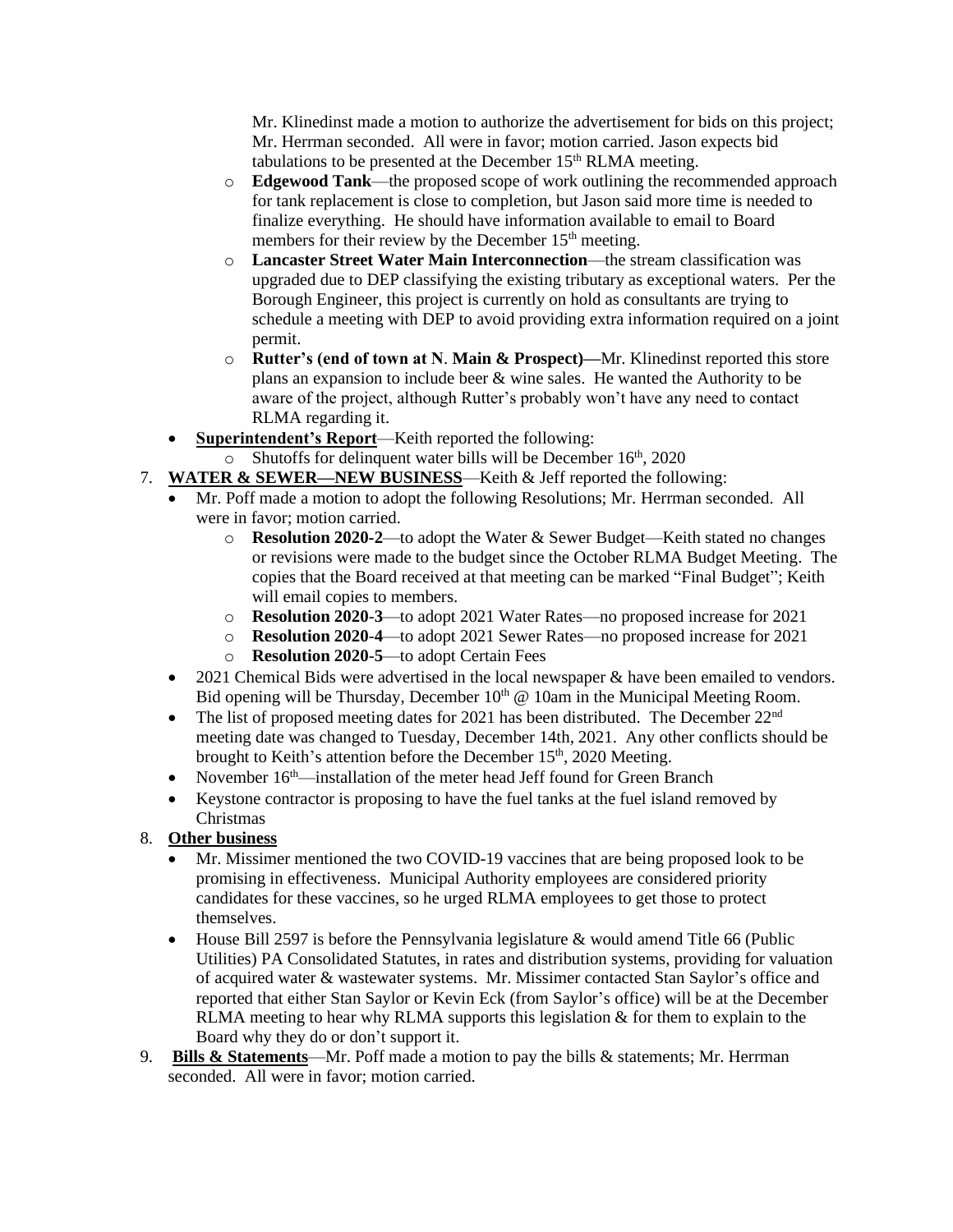Mr. Klinedinst made a motion to authorize the advertisement for bids on this project; Mr. Herrman seconded. All were in favor; motion carried. Jason expects bid tabulations to be presented at the December 15th RLMA meeting.

- **Edgewood Tank**—the proposed scope of work outlining the recommended approach for tank replacement is close to completion, but Jason said more time is needed to finalize everything. He should have information available to email to Board members for their review by the December 15th meeting.
- **Lancaster Street Water Main Interconnection**—the stream classification was upgraded due to DEP classifying the existing tributary as exceptional waters. Per the Borough Engineer, this project is currently on hold as consultants are trying to schedule a meeting with DEP to avoid providing extra information required on a joint permit.
- **Rutter's (end of town at N. Main & Prospect)—**Mr. Klinedinst reported this store plans an expansion to include beer & wine sales. He wanted the Authority to be aware of the project, although Rutter's probably won't have any need to contact RLMA regarding it.

- **Superintendent's Report**—Keith reported the following:
  - Shutoffs for delinquent water bills will be December 16th, 2020

7. **WATER & SEWER—NEW BUSINESS**—Keith & Jeff reported the following:
   - Mr. Poff made a motion to adopt the following Resolutions; Mr. Herrman seconded. All were in favor; motion carried.
     - **Resolution 2020-2**—to adopt the Water & Sewer Budget—Keith stated no changes or revisions were made to the budget since the October RLMA Budget Meeting. The copies that the Board received at that meeting can be marked "Final Budget"; Keith will email copies to members.
     - **Resolution 2020-3**—to adopt 2021 Water Rates—no proposed increase for 2021
     - **Resolution 2020-4**—to adopt 2021 Sewer Rates—no proposed increase for 2021
     - **Resolution 2020-5**—to adopt Certain Fees
   - 2021 Chemical Bids were advertised in the local newspaper & have been emailed to vendors. Bid opening will be Thursday, December 10th @ 10am in the Municipal Meeting Room.
   - The list of proposed meeting dates for 2021 has been distributed. The December 22nd meeting date was changed to Tuesday, December 14th, 2021. Any other conflicts should be brought to Keith's attention before the December 15th, 2020 Meeting.
   - November 16th—installation of the meter head Jeff found for Green Branch
   - Keystone contractor is proposing to have the fuel tanks at the fuel island removed by Christmas

8. **Other business**
   - Mr. Missimer mentioned the two COVID-19 vaccines that are being proposed look to be promising in effectiveness. Municipal Authority employees are considered priority candidates for these vaccines, so he urged RLMA employees to get those to protect themselves.
   - House Bill 2597 is before the Pennsylvania legislature & would amend Title 66 (Public Utilities) PA Consolidated Statutes, in rates and distribution systems, providing for valuation of acquired water & wastewater systems. Mr. Missimer contacted Stan Saylor's office and reported that either Stan Saylor or Kevin Eck (from Saylor's office) will be at the December RLMA meeting to hear why RLMA supports this legislation & for them to explain to the Board why they do or don't support it.

9. **Bills & Statements**—Mr. Poff made a motion to pay the bills & statements; Mr. Herrman seconded. All were in favor; motion carried.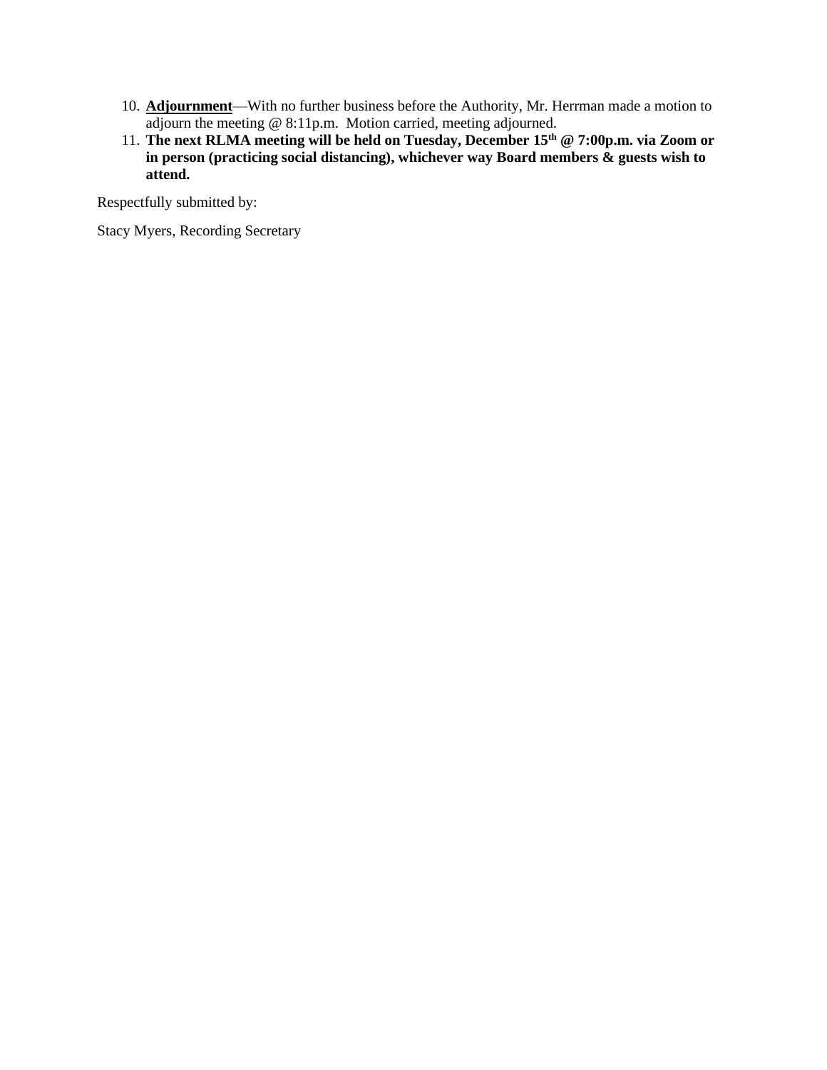10. **<u>Adjournment</u>**—With no further business before the Authority, Mr. Herrman made a motion to adjourn the meeting @ 8:11p.m. Motion carried, meeting adjourned.
11. **The next RLMA meeting will be held on Tuesday, December 15th @ 7:00p.m. via Zoom or in person (practicing social distancing), whichever way Board members & guests wish to attend.**

Respectfully submitted by:

Stacy Myers, Recording Secretary